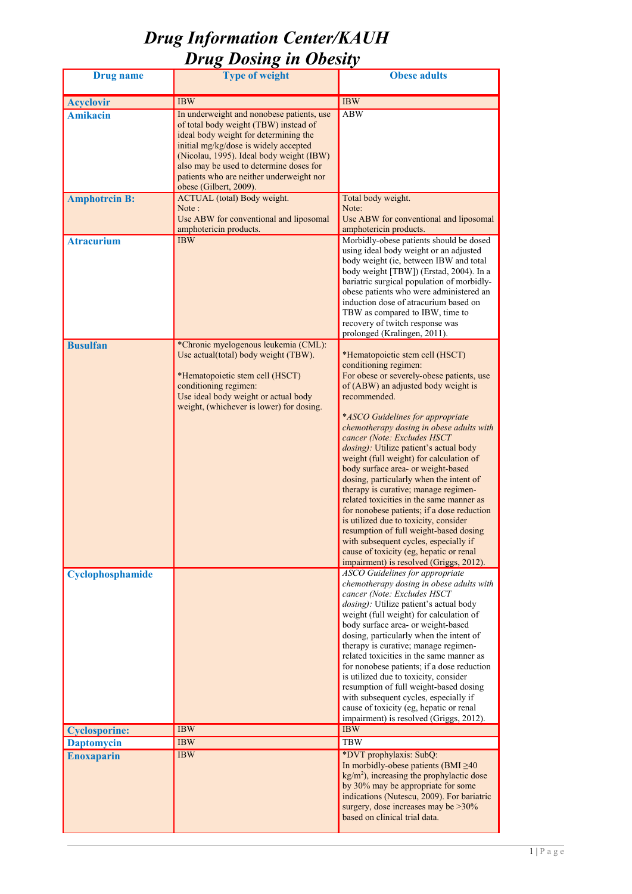# *Drug Information Center/KAUH*
# *Drug Dosing in Obesity*

| Drug name | Type of weight | Obese adults |
|---|---|---|
| **Acyclovir** | IBW | IBW |
| **Amikacin** | In underweight and nonobese patients, use of total body weight (TBW) instead of ideal body weight for determining the initial mg/kg/dose is widely accepted (Nicolau, 1995). Ideal body weight (IBW) also may be used to determine doses for patients who are neither underweight nor obese (Gilbert, 2009). | ABW |
| **Amphotrcin B:** | ACTUAL (total) Body weight.<br>Note :<br>Use ABW for conventional and liposomal amphotericin products. | Total body weight.<br>Note:<br>Use ABW for conventional and liposomal amphotericin products. |
| **Atracurium** | IBW | Morbidly-obese patients should be dosed using ideal body weight or an adjusted body weight (ie, between IBW and total body weight [TBW]) (Erstad, 2004). In a bariatric surgical population of morbidly-obese patients who were administered an induction dose of atracurium based on TBW as compared to IBW, time to recovery of twitch response was prolonged (Kralingen, 2011). |
| **Busulfan** | *Chronic myelogenous leukemia (CML): Use actual(total) body weight (TBW).<br><br>*Hematopoietic stem cell (HSCT) conditioning regimen:<br>Use ideal body weight or actual body weight, (whichever is lower) for dosing. | *Hematopoietic stem cell (HSCT) conditioning regimen:<br>For obese or severely-obese patients, use of (ABW) an adjusted body weight is recommended.<br><br>**ASCO Guidelines for appropriate chemotherapy dosing in obese adults with cancer (Note: Excludes HSCT dosing):* Utilize patient's actual body weight (full weight) for calculation of body surface area- or weight-based dosing, particularly when the intent of therapy is curative; manage regimen-related toxicities in the same manner as for nonobese patients; if a dose reduction is utilized due to toxicity, consider resumption of full weight-based dosing with subsequent cycles, especially if cause of toxicity (eg, hepatic or renal impairment) is resolved (Griggs, 2012). |
| **Cyclophosphamide** | | *ASCO Guidelines for appropriate chemotherapy dosing in obese adults with cancer (Note: Excludes HSCT dosing):* Utilize patient's actual body weight (full weight) for calculation of body surface area- or weight-based dosing, particularly when the intent of therapy is curative; manage regimen-related toxicities in the same manner as for nonobese patients; if a dose reduction is utilized due to toxicity, consider resumption of full weight-based dosing with subsequent cycles, especially if cause of toxicity (eg, hepatic or renal impairment) is resolved (Griggs, 2012). |
| **Cyclosporine:** | IBW | IBW |
| **Daptomycin** | IBW | TBW |
| **Enoxaparin** | IBW | *DVT prophylaxis: SubQ:<br>In morbidly-obese patients (BMI ≥40 $kg/m^2$), increasing the prophylactic dose by 30% may be appropriate for some indications (Nutescu, 2009). For bariatric surgery, dose increases may be >30% based on clinical trial data. |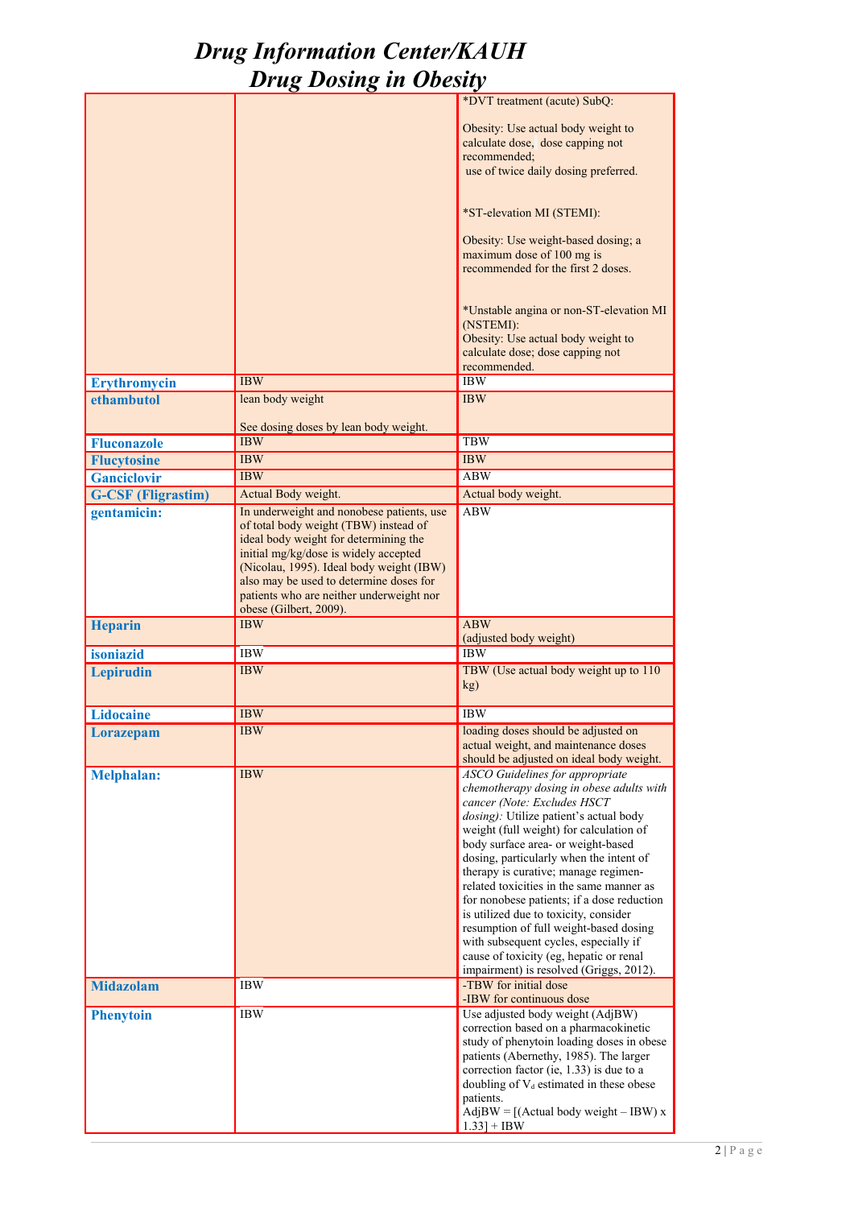# Drug Information Center/KAUH

# Drug Dosing in Obesity

| | | |
|---|---|---|
| | | *DVT treatment (acute) SubQ:<br><br>Obesity: Use actual body weight to calculate dose, dose capping not recommended;<br>use of twice daily dosing preferred.<br><br>*ST-elevation MI (STEMI):<br><br>Obesity: Use weight-based dosing; a maximum dose of 100 mg is recommended for the first 2 doses.<br><br>*Unstable angina or non-ST-elevation MI (NSTEMI):<br>Obesity: Use actual body weight to calculate dose; dose capping not recommended. |
| **Erythromycin** | IBW | IBW |
| **ethambutol** | lean body weight<br><br>See dosing doses by lean body weight. | IBW |
| **Fluconazole** | IBW | TBW |
| **Flucytosine** | IBW | IBW |
| **Ganciclovir** | IBW | ABW |
| **G-CSF (Fligrastim)** | Actual Body weight. | Actual body weight. |
| **gentamicin:** | In underweight and nonobese patients, use of total body weight (TBW) instead of ideal body weight for determining the initial mg/kg/dose is widely accepted (Nicolau, 1995). Ideal body weight (IBW) also may be used to determine doses for patients who are neither underweight nor obese (Gilbert, 2009). | ABW |
| **Heparin** | IBW | ABW<br>(adjusted body weight) |
| **isoniazid** | IBW | IBW |
| **Lepirudin** | IBW | TBW (Use actual body weight up to 110 kg) |
| **Lidocaine** | IBW | IBW |
| **Lorazepam** | IBW | loading doses should be adjusted on actual weight, and maintenance doses should be adjusted on ideal body weight. |
| **Melphalan:** | IBW | *ASCO Guidelines for appropriate chemotherapy dosing in obese adults with cancer (Note: Excludes HSCT dosing):* Utilize patient's actual body weight (full weight) for calculation of body surface area- or weight-based dosing, particularly when the intent of therapy is curative; manage regimen-related toxicities in the same manner as for nonobese patients; if a dose reduction is utilized due to toxicity, consider resumption of full weight-based dosing with subsequent cycles, especially if cause of toxicity (eg, hepatic or renal impairment) is resolved (Griggs, 2012). |
| **Midazolam** | IBW | -TBW for initial dose<br>-IBW for continuous dose |
| **Phenytoin** | IBW | Use adjusted body weight (AdjBW) correction based on a pharmacokinetic study of phenytoin loading doses in obese patients (Abernethy, 1985). The larger correction factor (ie, 1.33) is due to a doubling of $V_d$ estimated in these obese patients.<br>AdjBW = [(Actual body weight – IBW) x 1.33] + IBW |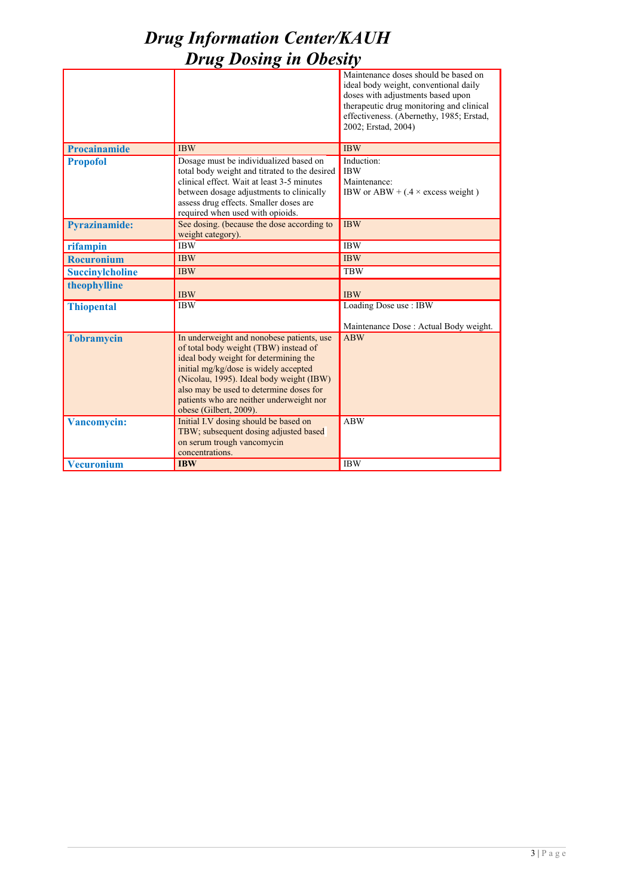# *Drug Information Center/KAUH*

## *Drug Dosing in Obesity*

| | | |
|---|---|---|
| | | Maintenance doses should be based on ideal body weight, conventional daily doses with adjustments based upon therapeutic drug monitoring and clinical effectiveness. (Abernethy, 1985; Erstad, 2002; Erstad, 2004) |
| **Procainamide** | IBW | IBW |
| **Propofol** | Dosage must be individualized based on total body weight and titrated to the desired clinical effect. Wait at least 3-5 minutes between dosage adjustments to clinically assess drug effects. Smaller doses are required when used with opioids. | Induction:<br>IBW<br>Maintenance:<br>IBW or ABW + (.4 × excess weight ) |
| **Pyrazinamide:** | See dosing. (because the dose according to weight category). | IBW |
| **rifampin** | IBW | IBW |
| **Rocuronium** | IBW | IBW |
| **Succinylcholine** | IBW | TBW |
| **theophylline** | IBW | IBW |
| **Thiopental** | IBW | Loading Dose use : IBW<br><br>Maintenance Dose : Actual Body weight. |
| **Tobramycin** | In underweight and nonobese patients, use of total body weight (TBW) instead of ideal body weight for determining the initial mg/kg/dose is widely accepted (Nicolau, 1995). Ideal body weight (IBW) also may be used to determine doses for patients who are neither underweight nor obese (Gilbert, 2009). | ABW |
| **Vancomycin:** | Initial I.V dosing should be based on TBW; subsequent dosing adjusted based on serum trough vancomycin concentrations. | ABW |
| **Vecuronium** | **IBW** | IBW |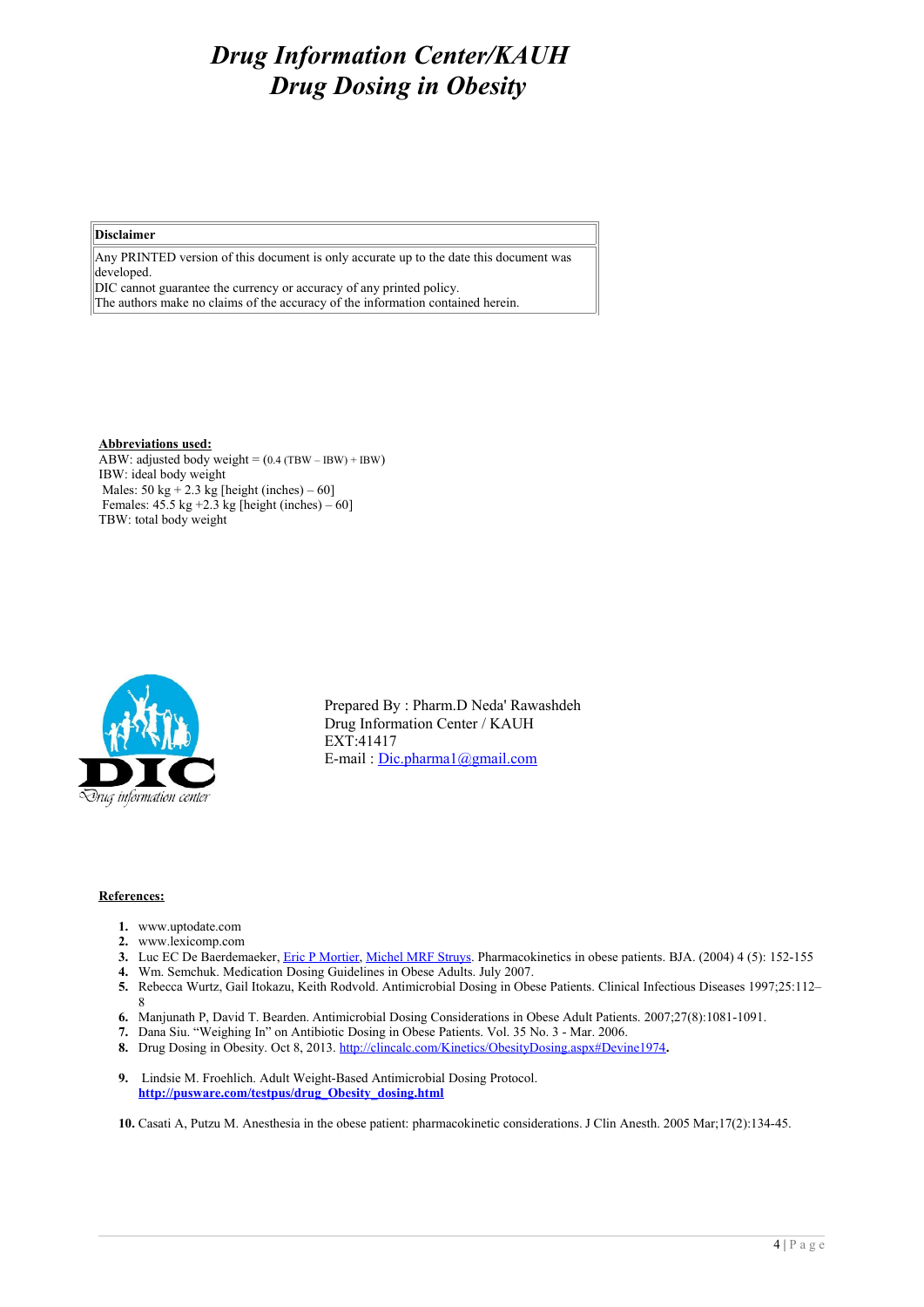# *Drug Information Center/KAUH*
# *Drug Dosing in Obesity*

| Disclaimer |
|---|
| Any PRINTED version of this document is only accurate up to the date this document was developed.<br>DIC cannot guarantee the currency or accuracy of any printed policy.<br>The authors make no claims of the accuracy of the information contained herein. |

**Abbreviations used:**

ABW: adjusted body weight = (0.4 (TBW – IBW) + IBW)
IBW: ideal body weight
Males: 50 kg + 2.3 kg [height (inches) – 60]
Females: 45.5 kg +2.3 kg [height (inches) – 60]
TBW: total body weight

DIC
Drug information center

Prepared By : Pharm.D Neda' Rawashdeh
Drug Information Center / KAUH
EXT:41417
E-mail : Dic.pharma1@gmail.com

**References:**

1. www.uptodate.com
2. www.lexicomp.com
3. Luc EC De Baerdemaeker, Eric P Mortier, Michel MRF Struys. Pharmacokinetics in obese patients. BJA. (2004) 4 (5): 152-155
4. Wm. Semchuk. Medication Dosing Guidelines in Obese Adults. July 2007.
5. Rebecca Wurtz, Gail Itokazu, Keith Rodvold. Antimicrobial Dosing in Obese Patients. Clinical Infectious Diseases 1997;25:112–8
6. Manjunath P, David T. Bearden. Antimicrobial Dosing Considerations in Obese Adult Patients. 2007;27(8):1081-1091.
7. Dana Siu. "Weighing In" on Antibiotic Dosing in Obese Patients. Vol. 35 No. 3 - Mar. 2006.
8. Drug Dosing in Obesity. Oct 8, 2013. http://clincalc.com/Kinetics/ObesityDosing.aspx#Devine1974.
9. Lindsie M. Froehlich. Adult Weight-Based Antimicrobial Dosing Protocol. **http://pusware.com/testpus/drug_Obesity_dosing.html**
10. Casati A, Putzu M. Anesthesia in the obese patient: pharmacokinetic considerations. J Clin Anesth. 2005 Mar;17(2):134-45.